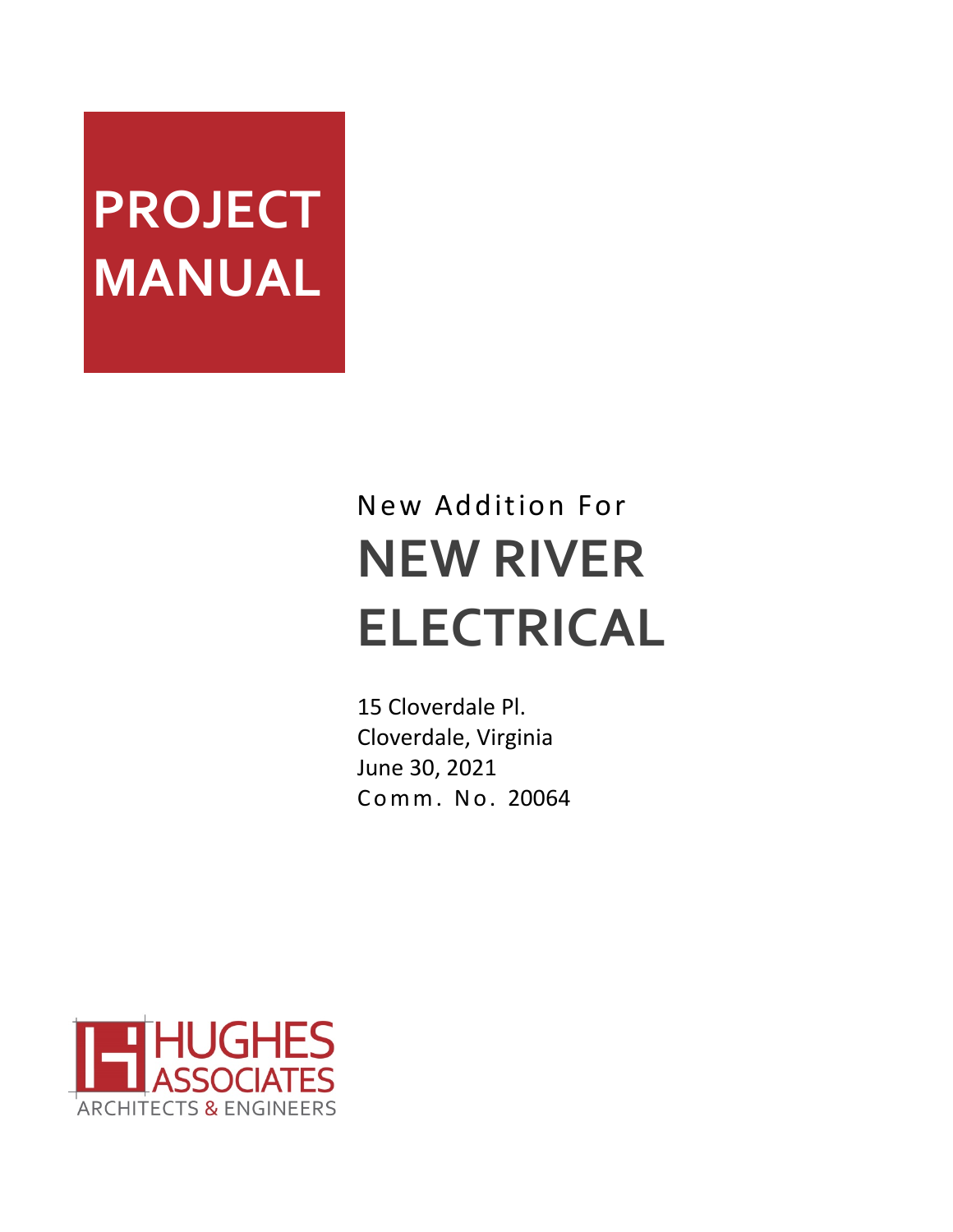# PROJECT MANUAL

New Addition For

# NEW RIVER ELECTRICAL

15 Cloverdale Pl.
Cloverdale, Virginia
June 30, 2021
Comm. No. 20064

HUGHES ASSOCIATES
ARCHITECTS & ENGINEERS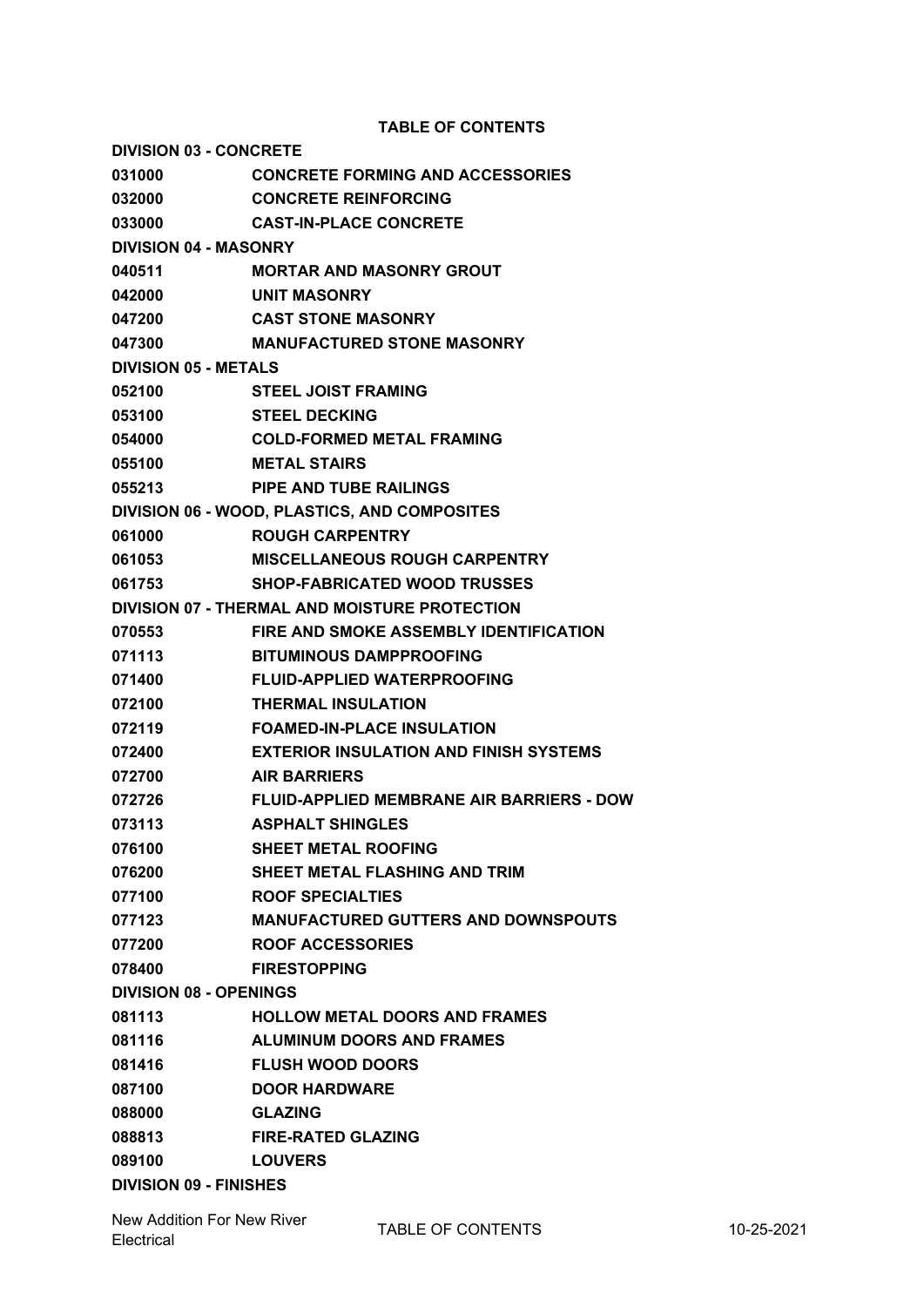# TABLE OF CONTENTS

**DIVISION 03 - CONCRETE**

| | |
|---|---|
| 031000 | CONCRETE FORMING AND ACCESSORIES |
| 032000 | CONCRETE REINFORCING |
| 033000 | CAST-IN-PLACE CONCRETE |

**DIVISION 04 - MASONRY**

| | |
|---|---|
| 040511 | MORTAR AND MASONRY GROUT |
| 042000 | UNIT MASONRY |
| 047200 | CAST STONE MASONRY |
| 047300 | MANUFACTURED STONE MASONRY |

**DIVISION 05 - METALS**

| | |
|---|---|
| 052100 | STEEL JOIST FRAMING |
| 053100 | STEEL DECKING |
| 054000 | COLD-FORMED METAL FRAMING |
| 055100 | METAL STAIRS |
| 055213 | PIPE AND TUBE RAILINGS |

**DIVISION 06 - WOOD, PLASTICS, AND COMPOSITES**

| | |
|---|---|
| 061000 | ROUGH CARPENTRY |
| 061053 | MISCELLANEOUS ROUGH CARPENTRY |
| 061753 | SHOP-FABRICATED WOOD TRUSSES |

**DIVISION 07 - THERMAL AND MOISTURE PROTECTION**

| | |
|---|---|
| 070553 | FIRE AND SMOKE ASSEMBLY IDENTIFICATION |
| 071113 | BITUMINOUS DAMPPROOFING |
| 071400 | FLUID-APPLIED WATERPROOFING |
| 072100 | THERMAL INSULATION |
| 072119 | FOAMED-IN-PLACE INSULATION |
| 072400 | EXTERIOR INSULATION AND FINISH SYSTEMS |
| 072700 | AIR BARRIERS |
| 072726 | FLUID-APPLIED MEMBRANE AIR BARRIERS - DOW |
| 073113 | ASPHALT SHINGLES |
| 076100 | SHEET METAL ROOFING |
| 076200 | SHEET METAL FLASHING AND TRIM |
| 077100 | ROOF SPECIALTIES |
| 077123 | MANUFACTURED GUTTERS AND DOWNSPOUTS |
| 077200 | ROOF ACCESSORIES |
| 078400 | FIRESTOPPING |

**DIVISION 08 - OPENINGS**

| | |
|---|---|
| 081113 | HOLLOW METAL DOORS AND FRAMES |
| 081116 | ALUMINUM DOORS AND FRAMES |
| 081416 | FLUSH WOOD DOORS |
| 087100 | DOOR HARDWARE |
| 088000 | GLAZING |
| 088813 | FIRE-RATED GLAZING |
| 089100 | LOUVERS |

**DIVISION 09 - FINISHES**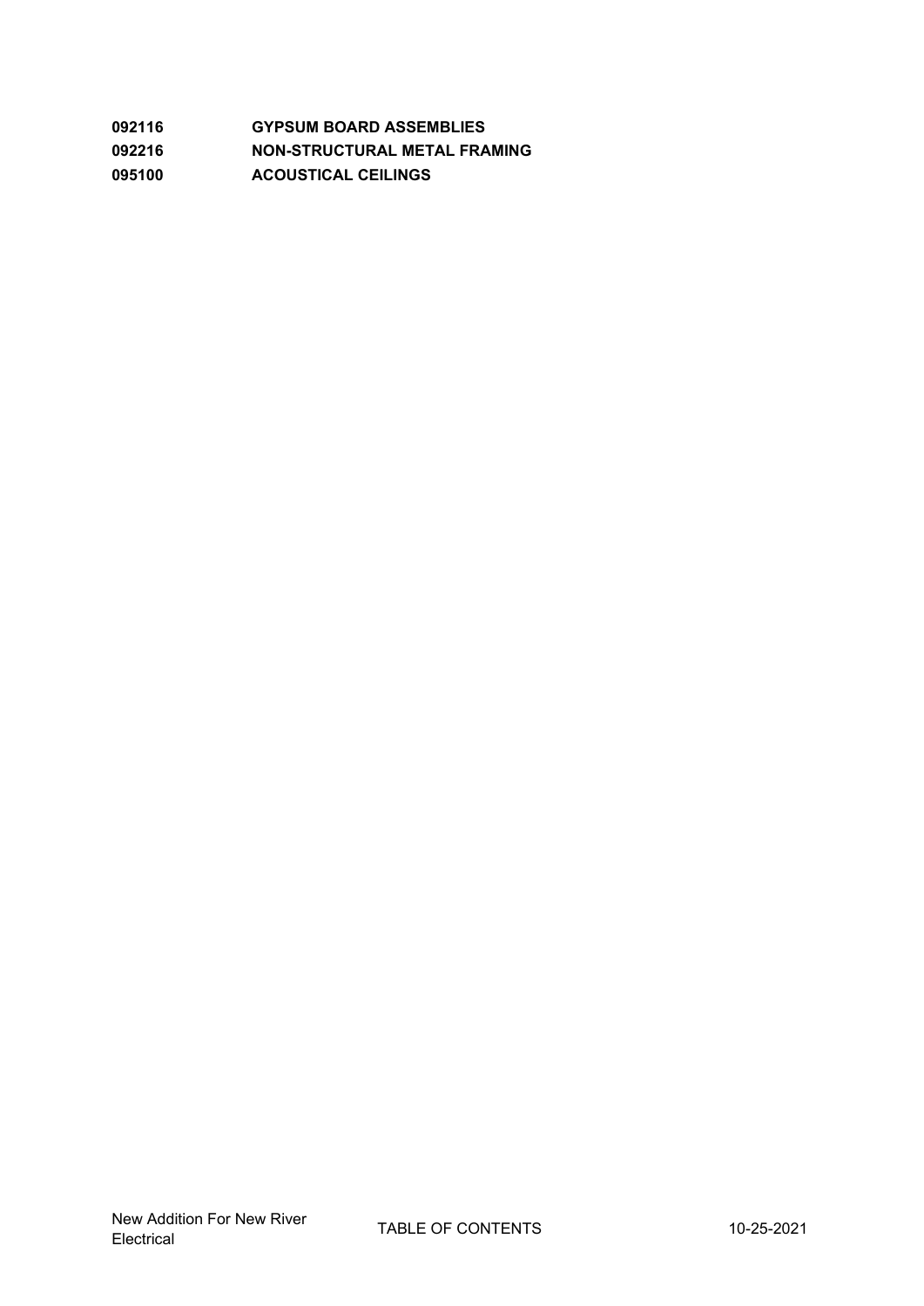| | |
|---|---|
| **092116** | **GYPSUM BOARD ASSEMBLIES** |
| **092216** | **NON-STRUCTURAL METAL FRAMING** |
| **095100** | **ACOUSTICAL CEILINGS** |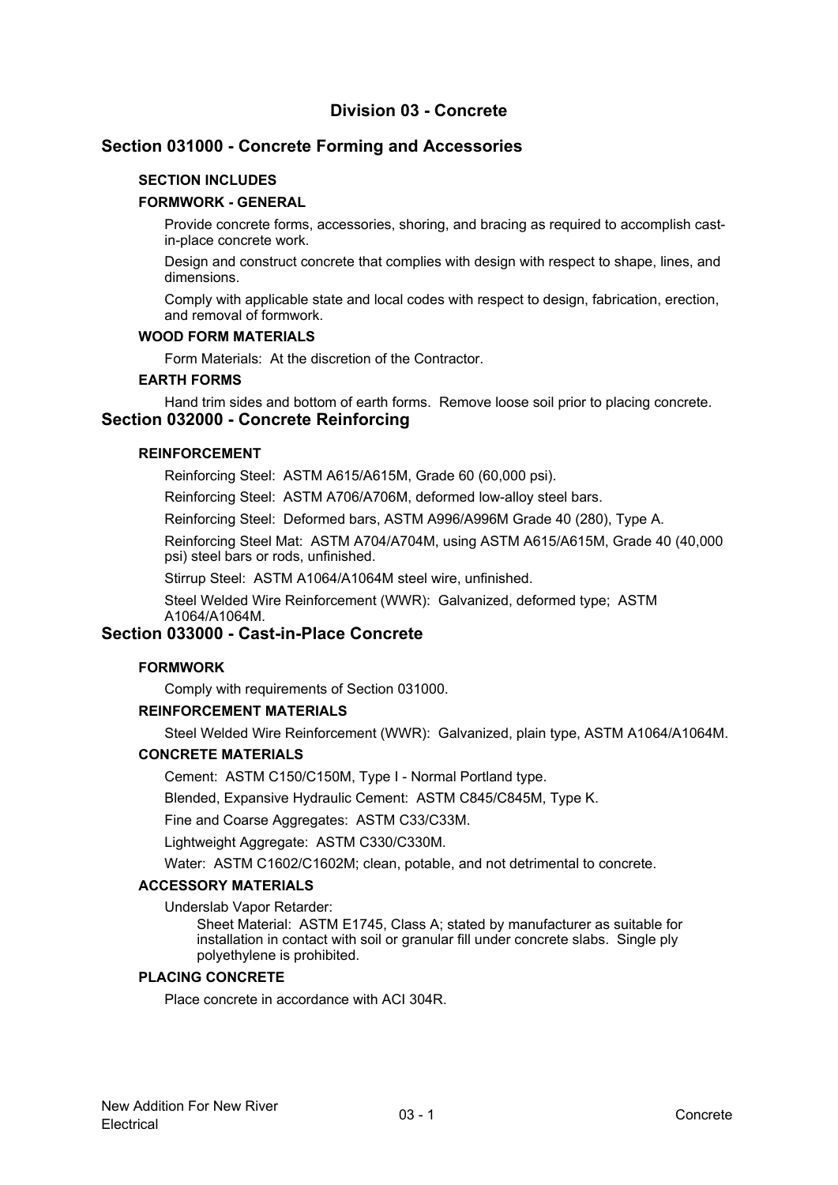# Division 03 - Concrete

## Section 031000 - Concrete Forming and Accessories

### SECTION INCLUDES

### FORMWORK - GENERAL

Provide concrete forms, accessories, shoring, and bracing as required to accomplish cast-in-place concrete work.

Design and construct concrete that complies with design with respect to shape, lines, and dimensions.

Comply with applicable state and local codes with respect to design, fabrication, erection, and removal of formwork.

### WOOD FORM MATERIALS

Form Materials: At the discretion of the Contractor.

### EARTH FORMS

Hand trim sides and bottom of earth forms. Remove loose soil prior to placing concrete.

## Section 032000 - Concrete Reinforcing

### REINFORCEMENT

Reinforcing Steel: ASTM A615/A615M, Grade 60 (60,000 psi).

Reinforcing Steel: ASTM A706/A706M, deformed low-alloy steel bars.

Reinforcing Steel: Deformed bars, ASTM A996/A996M Grade 40 (280), Type A.

Reinforcing Steel Mat: ASTM A704/A704M, using ASTM A615/A615M, Grade 40 (40,000 psi) steel bars or rods, unfinished.

Stirrup Steel: ASTM A1064/A1064M steel wire, unfinished.

Steel Welded Wire Reinforcement (WWR): Galvanized, deformed type; ASTM A1064/A1064M.

## Section 033000 - Cast-in-Place Concrete

### FORMWORK

Comply with requirements of Section 031000.

### REINFORCEMENT MATERIALS

Steel Welded Wire Reinforcement (WWR): Galvanized, plain type, ASTM A1064/A1064M.

### CONCRETE MATERIALS

Cement: ASTM C150/C150M, Type I - Normal Portland type.

Blended, Expansive Hydraulic Cement: ASTM C845/C845M, Type K.

Fine and Coarse Aggregates: ASTM C33/C33M.

Lightweight Aggregate: ASTM C330/C330M.

Water: ASTM C1602/C1602M; clean, potable, and not detrimental to concrete.

### ACCESSORY MATERIALS

Underslab Vapor Retarder:

Sheet Material: ASTM E1745, Class A; stated by manufacturer as suitable for installation in contact with soil or granular fill under concrete slabs. Single ply polyethylene is prohibited.

### PLACING CONCRETE

Place concrete in accordance with ACI 304R.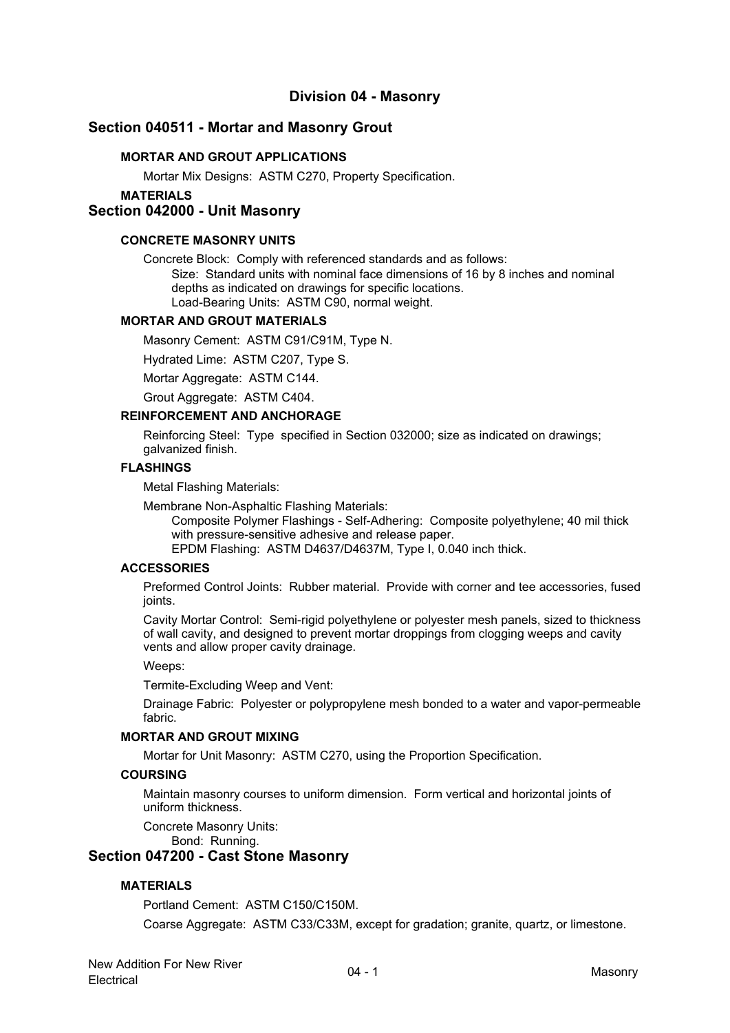# Division 04 - Masonry

## Section 040511 - Mortar and Masonry Grout

### MORTAR AND GROUT APPLICATIONS

Mortar Mix Designs: ASTM C270, Property Specification.

### MATERIALS

## Section 042000 - Unit Masonry

### CONCRETE MASONRY UNITS

Concrete Block: Comply with referenced standards and as follows:

- Size: Standard units with nominal face dimensions of 16 by 8 inches and nominal depths as indicated on drawings for specific locations.
- Load-Bearing Units: ASTM C90, normal weight.

### MORTAR AND GROUT MATERIALS

Masonry Cement: ASTM C91/C91M, Type N.

Hydrated Lime: ASTM C207, Type S.

Mortar Aggregate: ASTM C144.

Grout Aggregate: ASTM C404.

### REINFORCEMENT AND ANCHORAGE

Reinforcing Steel: Type specified in Section 032000; size as indicated on drawings; galvanized finish.

### FLASHINGS

Metal Flashing Materials:

Membrane Non-Asphaltic Flashing Materials:

- Composite Polymer Flashings - Self-Adhering: Composite polyethylene; 40 mil thick with pressure-sensitive adhesive and release paper.
- EPDM Flashing: ASTM D4637/D4637M, Type I, 0.040 inch thick.

### ACCESSORIES

Preformed Control Joints: Rubber material. Provide with corner and tee accessories, fused joints.

Cavity Mortar Control: Semi-rigid polyethylene or polyester mesh panels, sized to thickness of wall cavity, and designed to prevent mortar droppings from clogging weeps and cavity vents and allow proper cavity drainage.

Weeps:

Termite-Excluding Weep and Vent:

Drainage Fabric: Polyester or polypropylene mesh bonded to a water and vapor-permeable fabric.

### MORTAR AND GROUT MIXING

Mortar for Unit Masonry: ASTM C270, using the Proportion Specification.

### COURSING

Maintain masonry courses to uniform dimension. Form vertical and horizontal joints of uniform thickness.

Concrete Masonry Units:

- Bond: Running.

## Section 047200 - Cast Stone Masonry

### MATERIALS

Portland Cement: ASTM C150/C150M.

Coarse Aggregate: ASTM C33/C33M, except for gradation; granite, quartz, or limestone.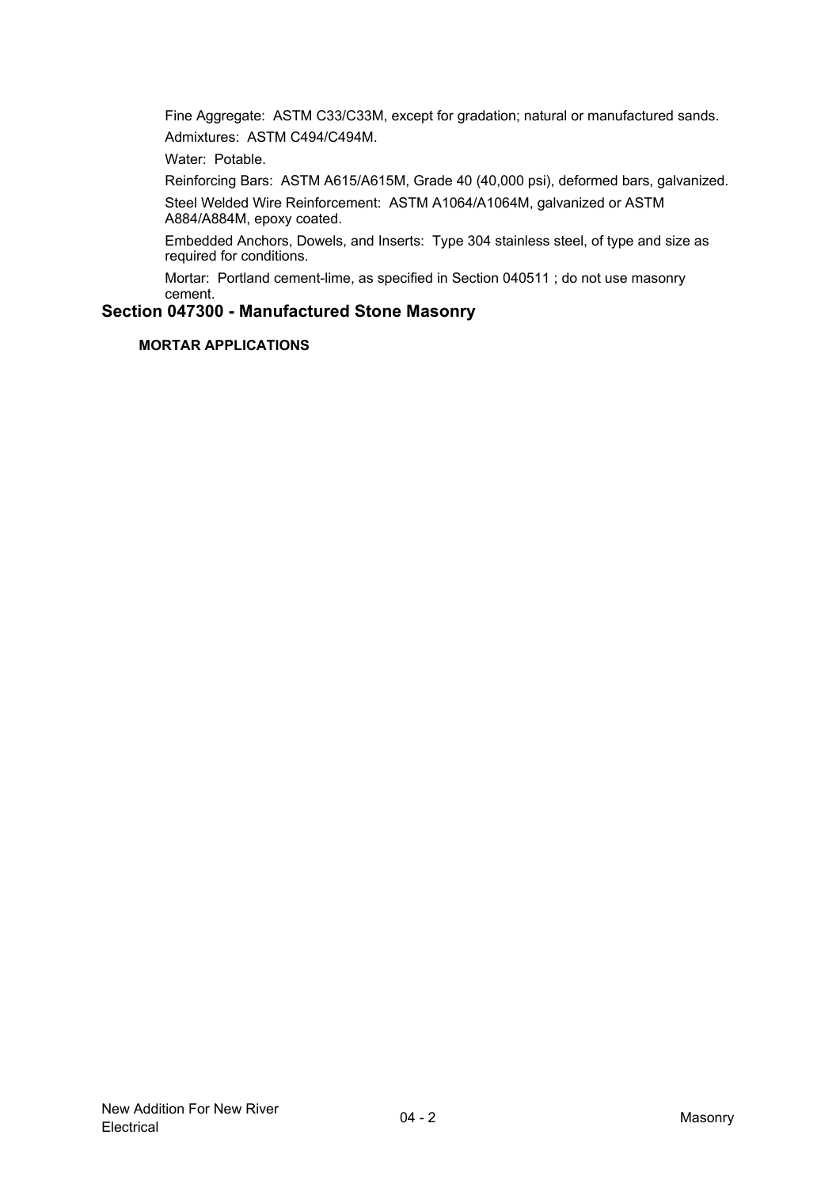Fine Aggregate: ASTM C33/C33M, except for gradation; natural or manufactured sands.

Admixtures: ASTM C494/C494M.

Water: Potable.

Reinforcing Bars: ASTM A615/A615M, Grade 40 (40,000 psi), deformed bars, galvanized.

Steel Welded Wire Reinforcement: ASTM A1064/A1064M, galvanized or ASTM A884/A884M, epoxy coated.

Embedded Anchors, Dowels, and Inserts: Type 304 stainless steel, of type and size as required for conditions.

Mortar: Portland cement-lime, as specified in Section 040511 ; do not use masonry cement.

## Section 047300 - Manufactured Stone Masonry

### MORTAR APPLICATIONS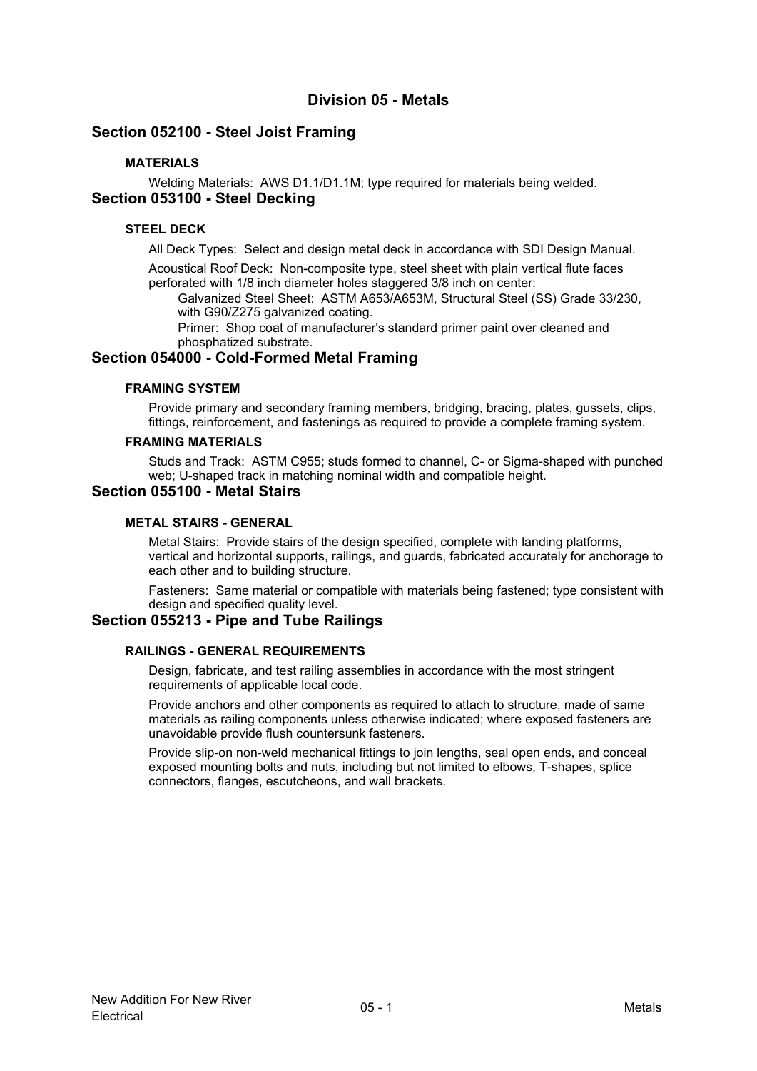# Division 05 - Metals

## Section 052100 - Steel Joist Framing

### MATERIALS

Welding Materials: AWS D1.1/D1.1M; type required for materials being welded.

## Section 053100 - Steel Decking

### STEEL DECK

All Deck Types: Select and design metal deck in accordance with SDI Design Manual.

Acoustical Roof Deck: Non-composite type, steel sheet with plain vertical flute faces perforated with 1/8 inch diameter holes staggered 3/8 inch on center:

- Galvanized Steel Sheet: ASTM A653/A653M, Structural Steel (SS) Grade 33/230, with G90/Z275 galvanized coating.
- Primer: Shop coat of manufacturer's standard primer paint over cleaned and phosphatized substrate.

## Section 054000 - Cold-Formed Metal Framing

### FRAMING SYSTEM

Provide primary and secondary framing members, bridging, bracing, plates, gussets, clips, fittings, reinforcement, and fastenings as required to provide a complete framing system.

### FRAMING MATERIALS

Studs and Track: ASTM C955; studs formed to channel, C- or Sigma-shaped with punched web; U-shaped track in matching nominal width and compatible height.

## Section 055100 - Metal Stairs

### METAL STAIRS - GENERAL

Metal Stairs: Provide stairs of the design specified, complete with landing platforms, vertical and horizontal supports, railings, and guards, fabricated accurately for anchorage to each other and to building structure.

Fasteners: Same material or compatible with materials being fastened; type consistent with design and specified quality level.

## Section 055213 - Pipe and Tube Railings

### RAILINGS - GENERAL REQUIREMENTS

Design, fabricate, and test railing assemblies in accordance with the most stringent requirements of applicable local code.

Provide anchors and other components as required to attach to structure, made of same materials as railing components unless otherwise indicated; where exposed fasteners are unavoidable provide flush countersunk fasteners.

Provide slip-on non-weld mechanical fittings to join lengths, seal open ends, and conceal exposed mounting bolts and nuts, including but not limited to elbows, T-shapes, splice connectors, flanges, escutcheons, and wall brackets.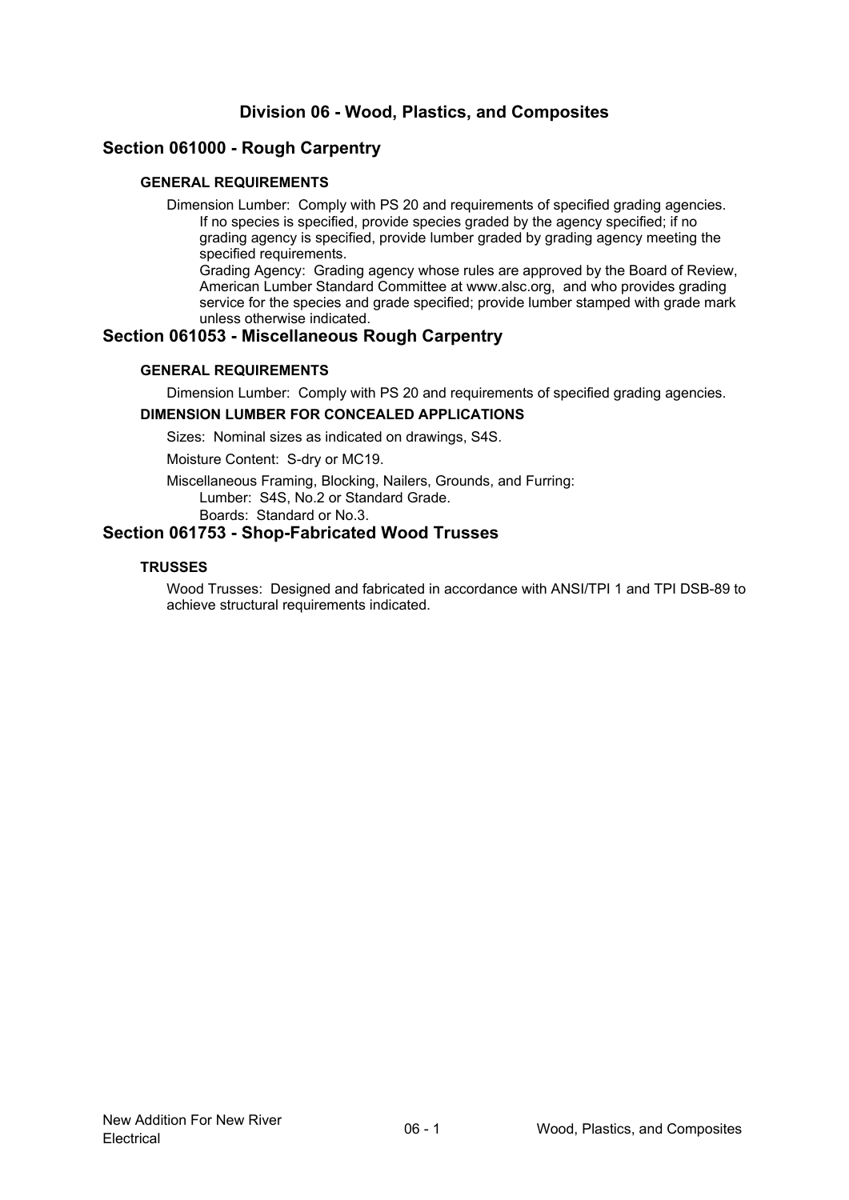# Division 06 - Wood, Plastics, and Composites

## Section 061000 - Rough Carpentry

### GENERAL REQUIREMENTS

Dimension Lumber: Comply with PS 20 and requirements of specified grading agencies.

If no species is specified, provide species graded by the agency specified; if no grading agency is specified, provide lumber graded by grading agency meeting the specified requirements.

Grading Agency: Grading agency whose rules are approved by the Board of Review, American Lumber Standard Committee at www.alsc.org, and who provides grading service for the species and grade specified; provide lumber stamped with grade mark unless otherwise indicated.

## Section 061053 - Miscellaneous Rough Carpentry

### GENERAL REQUIREMENTS

Dimension Lumber: Comply with PS 20 and requirements of specified grading agencies.

### DIMENSION LUMBER FOR CONCEALED APPLICATIONS

Sizes: Nominal sizes as indicated on drawings, S4S.

Moisture Content: S-dry or MC19.

Miscellaneous Framing, Blocking, Nailers, Grounds, and Furring:

Lumber: S4S, No.2 or Standard Grade.

Boards: Standard or No.3.

## Section 061753 - Shop-Fabricated Wood Trusses

### TRUSSES

Wood Trusses: Designed and fabricated in accordance with ANSI/TPI 1 and TPI DSB-89 to achieve structural requirements indicated.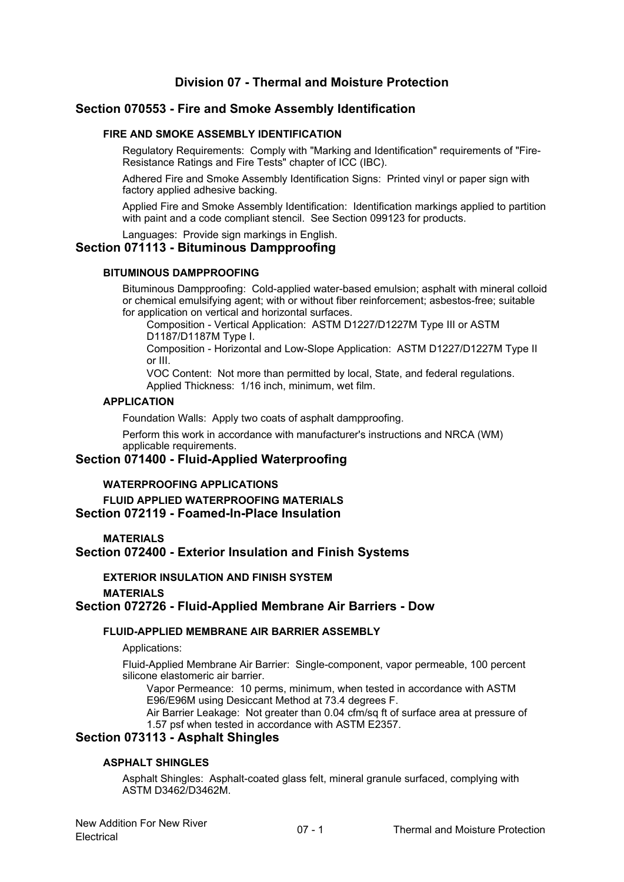# Division 07 - Thermal and Moisture Protection

## Section 070553 - Fire and Smoke Assembly Identification

### FIRE AND SMOKE ASSEMBLY IDENTIFICATION

Regulatory Requirements: Comply with "Marking and Identification" requirements of "Fire-Resistance Ratings and Fire Tests" chapter of ICC (IBC).

Adhered Fire and Smoke Assembly Identification Signs: Printed vinyl or paper sign with factory applied adhesive backing.

Applied Fire and Smoke Assembly Identification: Identification markings applied to partition with paint and a code compliant stencil. See Section 099123 for products.

Languages: Provide sign markings in English.

## Section 071113 - Bituminous Dampproofing

### BITUMINOUS DAMPPROOFING

Bituminous Dampproofing: Cold-applied water-based emulsion; asphalt with mineral colloid or chemical emulsifying agent; with or without fiber reinforcement; asbestos-free; suitable for application on vertical and horizontal surfaces.

- Composition - Vertical Application: ASTM D1227/D1227M Type III or ASTM D1187/D1187M Type I.
- Composition - Horizontal and Low-Slope Application: ASTM D1227/D1227M Type II or III.
- VOC Content: Not more than permitted by local, State, and federal regulations.
- Applied Thickness: 1/16 inch, minimum, wet film.

### APPLICATION

Foundation Walls: Apply two coats of asphalt dampproofing.

Perform this work in accordance with manufacturer's instructions and NRCA (WM) applicable requirements.

## Section 071400 - Fluid-Applied Waterproofing

### WATERPROOFING APPLICATIONS

### FLUID APPLIED WATERPROOFING MATERIALS

## Section 072119 - Foamed-In-Place Insulation

### MATERIALS

## Section 072400 - Exterior Insulation and Finish Systems

### EXTERIOR INSULATION AND FINISH SYSTEM

### MATERIALS

## Section 072726 - Fluid-Applied Membrane Air Barriers - Dow

### FLUID-APPLIED MEMBRANE AIR BARRIER ASSEMBLY

Applications:

Fluid-Applied Membrane Air Barrier: Single-component, vapor permeable, 100 percent silicone elastomeric air barrier.

- Vapor Permeance: 10 perms, minimum, when tested in accordance with ASTM E96/E96M using Desiccant Method at 73.4 degrees F.
- Air Barrier Leakage: Not greater than 0.04 cfm/sq ft of surface area at pressure of 1.57 psf when tested in accordance with ASTM E2357.

## Section 073113 - Asphalt Shingles

### ASPHALT SHINGLES

Asphalt Shingles: Asphalt-coated glass felt, mineral granule surfaced, complying with ASTM D3462/D3462M.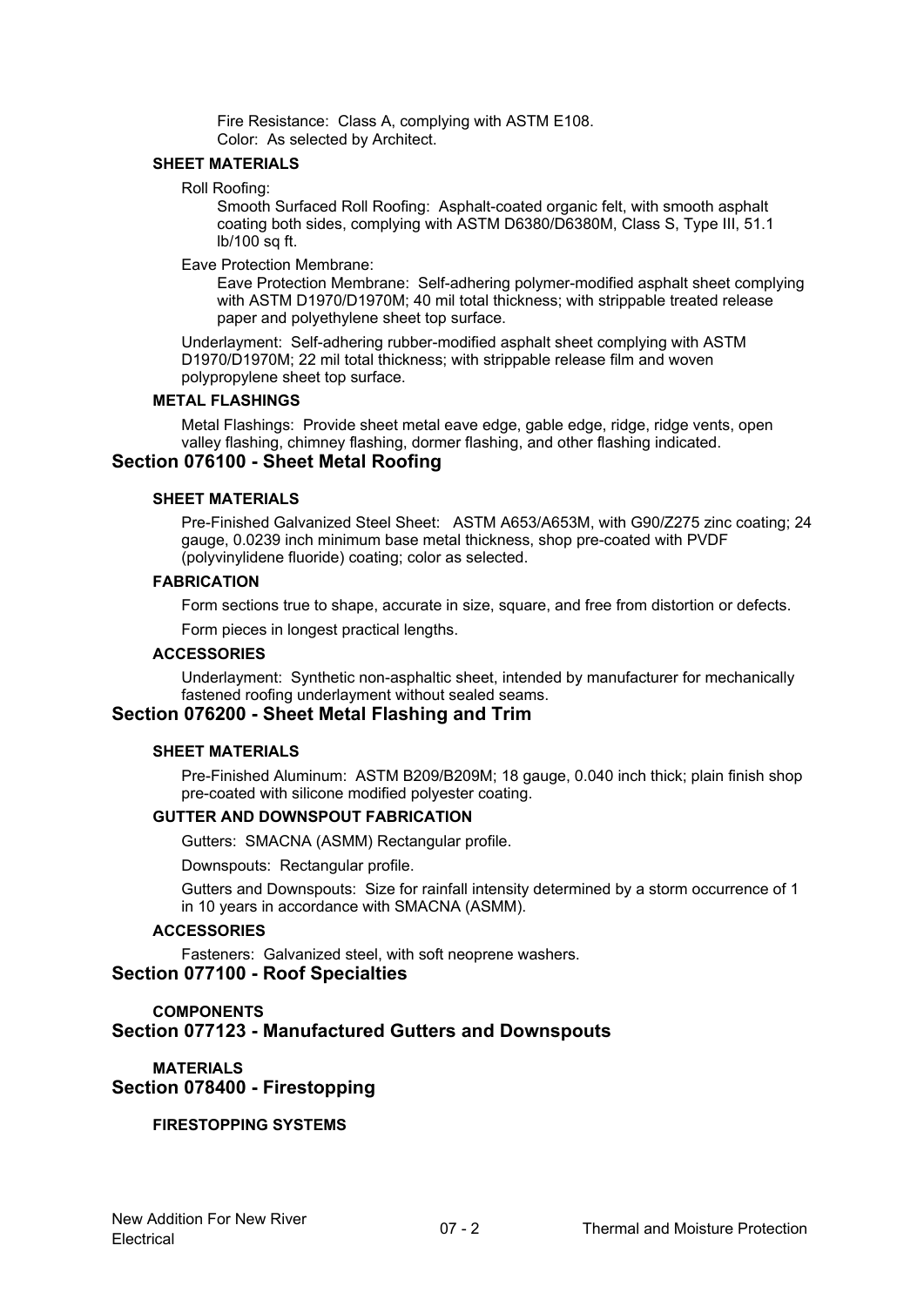Fire Resistance: Class A, complying with ASTM E108.

Color: As selected by Architect.

#### SHEET MATERIALS

Roll Roofing:

Smooth Surfaced Roll Roofing: Asphalt-coated organic felt, with smooth asphalt coating both sides, complying with ASTM D6380/D6380M, Class S, Type III, 51.1 lb/100 sq ft.

Eave Protection Membrane:

Eave Protection Membrane: Self-adhering polymer-modified asphalt sheet complying with ASTM D1970/D1970M; 40 mil total thickness; with strippable treated release paper and polyethylene sheet top surface.

Underlayment: Self-adhering rubber-modified asphalt sheet complying with ASTM D1970/D1970M; 22 mil total thickness; with strippable release film and woven polypropylene sheet top surface.

#### METAL FLASHINGS

Metal Flashings: Provide sheet metal eave edge, gable edge, ridge, ridge vents, open valley flashing, chimney flashing, dormer flashing, and other flashing indicated.

### Section 076100 - Sheet Metal Roofing

#### SHEET MATERIALS

Pre-Finished Galvanized Steel Sheet: ASTM A653/A653M, with G90/Z275 zinc coating; 24 gauge, 0.0239 inch minimum base metal thickness, shop pre-coated with PVDF (polyvinylidene fluoride) coating; color as selected.

#### FABRICATION

Form sections true to shape, accurate in size, square, and free from distortion or defects.

Form pieces in longest practical lengths.

#### ACCESSORIES

Underlayment: Synthetic non-asphaltic sheet, intended by manufacturer for mechanically fastened roofing underlayment without sealed seams.

### Section 076200 - Sheet Metal Flashing and Trim

#### SHEET MATERIALS

Pre-Finished Aluminum: ASTM B209/B209M; 18 gauge, 0.040 inch thick; plain finish shop pre-coated with silicone modified polyester coating.

#### GUTTER AND DOWNSPOUT FABRICATION

Gutters: SMACNA (ASMM) Rectangular profile.

Downspouts: Rectangular profile.

Gutters and Downspouts: Size for rainfall intensity determined by a storm occurrence of 1 in 10 years in accordance with SMACNA (ASMM).

#### ACCESSORIES

Fasteners: Galvanized steel, with soft neoprene washers.

### Section 077100 - Roof Specialties

#### COMPONENTS

### Section 077123 - Manufactured Gutters and Downspouts

#### MATERIALS

### Section 078400 - Firestopping

#### FIRESTOPPING SYSTEMS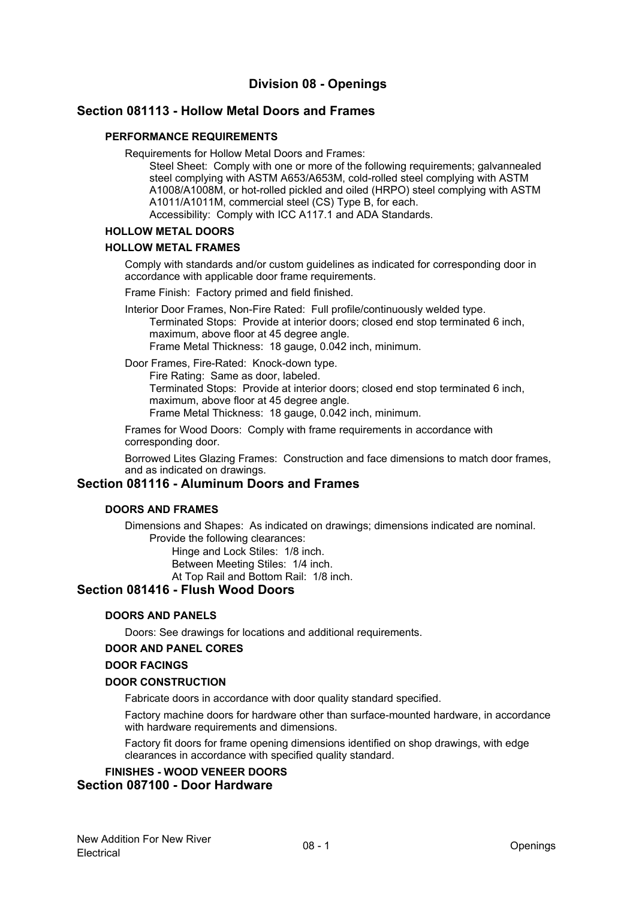# Division 08 - Openings

## Section 081113 - Hollow Metal Doors and Frames

### PERFORMANCE REQUIREMENTS

Requirements for Hollow Metal Doors and Frames:

- Steel Sheet: Comply with one or more of the following requirements; galvannealed steel complying with ASTM A653/A653M, cold-rolled steel complying with ASTM A1008/A1008M, or hot-rolled pickled and oiled (HRPO) steel complying with ASTM A1011/A1011M, commercial steel (CS) Type B, for each.
- Accessibility: Comply with ICC A117.1 and ADA Standards.

### HOLLOW METAL DOORS

### HOLLOW METAL FRAMES

Comply with standards and/or custom guidelines as indicated for corresponding door in accordance with applicable door frame requirements.

Frame Finish: Factory primed and field finished.

Interior Door Frames, Non-Fire Rated: Full profile/continuously welded type.

- Terminated Stops: Provide at interior doors; closed end stop terminated 6 inch, maximum, above floor at 45 degree angle.
- Frame Metal Thickness: 18 gauge, 0.042 inch, minimum.

Door Frames, Fire-Rated: Knock-down type.

- Fire Rating: Same as door, labeled.
- Terminated Stops: Provide at interior doors; closed end stop terminated 6 inch, maximum, above floor at 45 degree angle.
- Frame Metal Thickness: 18 gauge, 0.042 inch, minimum.

Frames for Wood Doors: Comply with frame requirements in accordance with corresponding door.

Borrowed Lites Glazing Frames: Construction and face dimensions to match door frames, and as indicated on drawings.

## Section 081116 - Aluminum Doors and Frames

### DOORS AND FRAMES

Dimensions and Shapes: As indicated on drawings; dimensions indicated are nominal.

- Provide the following clearances:
  - Hinge and Lock Stiles: 1/8 inch.
  - Between Meeting Stiles: 1/4 inch.
  - At Top Rail and Bottom Rail: 1/8 inch.

## Section 081416 - Flush Wood Doors

### DOORS AND PANELS

Doors: See drawings for locations and additional requirements.

### DOOR AND PANEL CORES

### DOOR FACINGS

### DOOR CONSTRUCTION

Fabricate doors in accordance with door quality standard specified.

Factory machine doors for hardware other than surface-mounted hardware, in accordance with hardware requirements and dimensions.

Factory fit doors for frame opening dimensions identified on shop drawings, with edge clearances in accordance with specified quality standard.

### FINISHES - WOOD VENEER DOORS

## Section 087100 - Door Hardware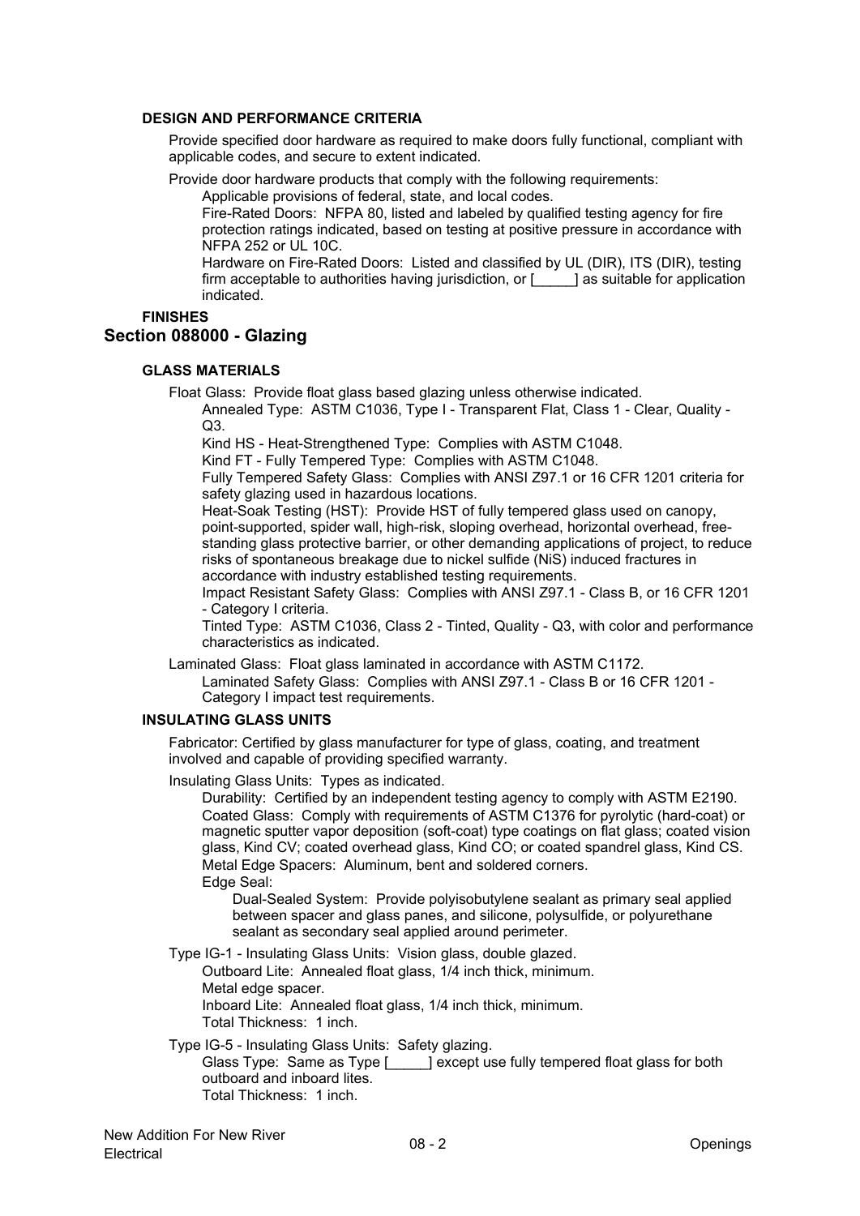### DESIGN AND PERFORMANCE CRITERIA

Provide specified door hardware as required to make doors fully functional, compliant with applicable codes, and secure to extent indicated.

Provide door hardware products that comply with the following requirements:

- Applicable provisions of federal, state, and local codes.
- Fire-Rated Doors: NFPA 80, listed and labeled by qualified testing agency for fire protection ratings indicated, based on testing at positive pressure in accordance with NFPA 252 or UL 10C.
- Hardware on Fire-Rated Doors: Listed and classified by UL (DIR), ITS (DIR), testing firm acceptable to authorities having jurisdiction, or [_____] as suitable for application indicated.

### FINISHES

## Section 088000 - Glazing

### GLASS MATERIALS

Float Glass: Provide float glass based glazing unless otherwise indicated.

- Annealed Type: ASTM C1036, Type I - Transparent Flat, Class 1 - Clear, Quality - Q3.
- Kind HS - Heat-Strengthened Type: Complies with ASTM C1048.
- Kind FT - Fully Tempered Type: Complies with ASTM C1048.
- Fully Tempered Safety Glass: Complies with ANSI Z97.1 or 16 CFR 1201 criteria for safety glazing used in hazardous locations.
- Heat-Soak Testing (HST): Provide HST of fully tempered glass used on canopy, point-supported, spider wall, high-risk, sloping overhead, horizontal overhead, free-standing glass protective barrier, or other demanding applications of project, to reduce risks of spontaneous breakage due to nickel sulfide (NiS) induced fractures in accordance with industry established testing requirements.
- Impact Resistant Safety Glass: Complies with ANSI Z97.1 - Class B, or 16 CFR 1201 - Category I criteria.
- Tinted Type: ASTM C1036, Class 2 - Tinted, Quality - Q3, with color and performance characteristics as indicated.

Laminated Glass: Float glass laminated in accordance with ASTM C1172.

- Laminated Safety Glass: Complies with ANSI Z97.1 - Class B or 16 CFR 1201 - Category I impact test requirements.

### INSULATING GLASS UNITS

Fabricator: Certified by glass manufacturer for type of glass, coating, and treatment involved and capable of providing specified warranty.

Insulating Glass Units: Types as indicated.

- Durability: Certified by an independent testing agency to comply with ASTM E2190.
- Coated Glass: Comply with requirements of ASTM C1376 for pyrolytic (hard-coat) or magnetic sputter vapor deposition (soft-coat) type coatings on flat glass; coated vision glass, Kind CV; coated overhead glass, Kind CO; or coated spandrel glass, Kind CS.
- Metal Edge Spacers: Aluminum, bent and soldered corners.
- Edge Seal:
  - Dual-Sealed System: Provide polyisobutylene sealant as primary seal applied between spacer and glass panes, and silicone, polysulfide, or polyurethane sealant as secondary seal applied around perimeter.

Type IG-1 - Insulating Glass Units: Vision glass, double glazed.

- Outboard Lite: Annealed float glass, 1/4 inch thick, minimum.
- Metal edge spacer.
- Inboard Lite: Annealed float glass, 1/4 inch thick, minimum.
- Total Thickness: 1 inch.

Type IG-5 - Insulating Glass Units: Safety glazing.

- Glass Type: Same as Type [_____] except use fully tempered float glass for both outboard and inboard lites.
- Total Thickness: 1 inch.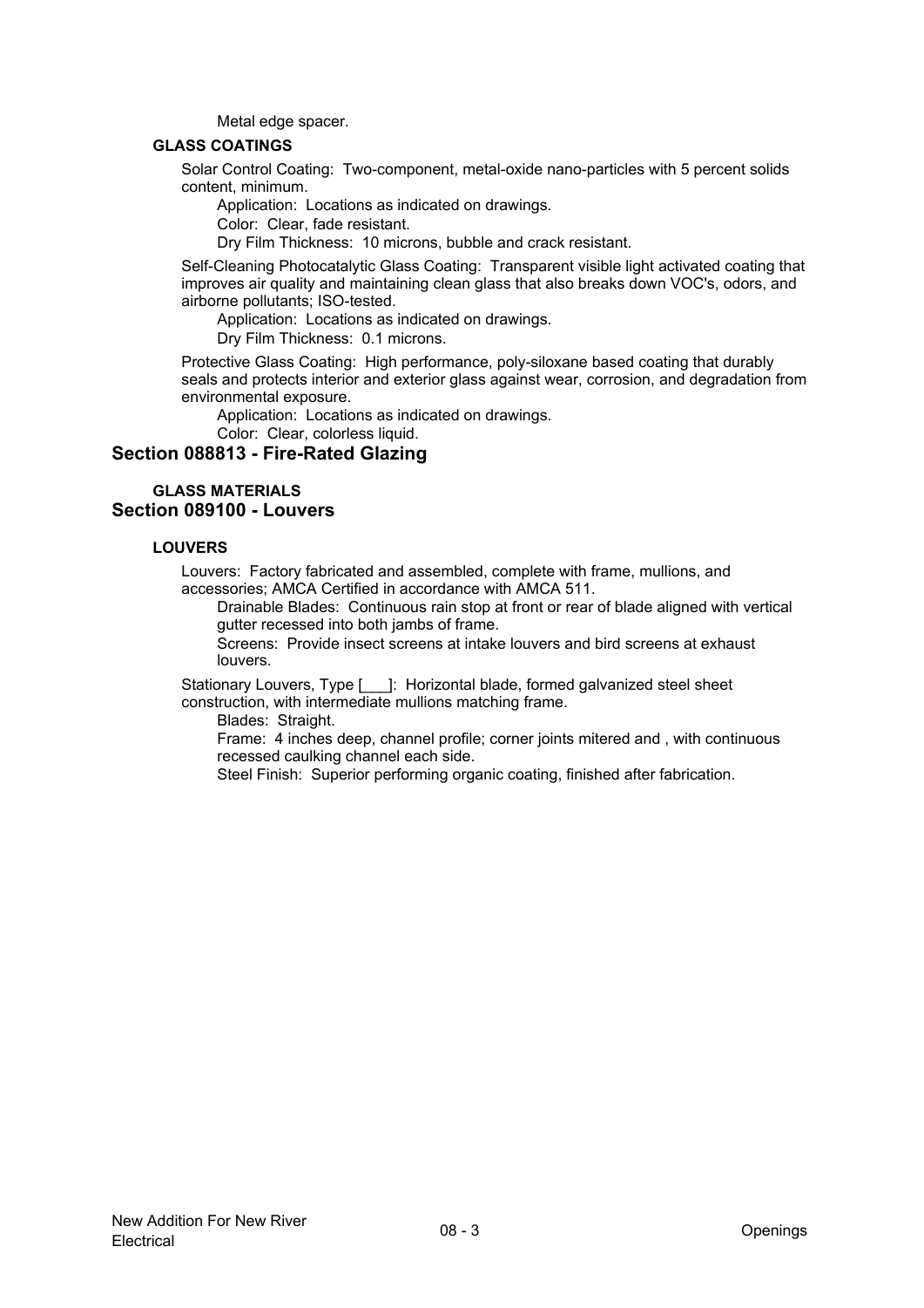Metal edge spacer.

### GLASS COATINGS

Solar Control Coating: Two-component, metal-oxide nano-particles with 5 percent solids content, minimum.

Application: Locations as indicated on drawings.

Color: Clear, fade resistant.

Dry Film Thickness: 10 microns, bubble and crack resistant.

Self-Cleaning Photocatalytic Glass Coating: Transparent visible light activated coating that improves air quality and maintaining clean glass that also breaks down VOC's, odors, and airborne pollutants; ISO-tested.

Application: Locations as indicated on drawings.

Dry Film Thickness: 0.1 microns.

Protective Glass Coating: High performance, poly-siloxane based coating that durably seals and protects interior and exterior glass against wear, corrosion, and degradation from environmental exposure.

Application: Locations as indicated on drawings.

Color: Clear, colorless liquid.

## Section 088813 - Fire-Rated Glazing

### GLASS MATERIALS

## Section 089100 - Louvers

### LOUVERS

Louvers: Factory fabricated and assembled, complete with frame, mullions, and accessories; AMCA Certified in accordance with AMCA 511.

Drainable Blades: Continuous rain stop at front or rear of blade aligned with vertical gutter recessed into both jambs of frame.

Screens: Provide insect screens at intake louvers and bird screens at exhaust louvers.

Stationary Louvers, Type [___]: Horizontal blade, formed galvanized steel sheet construction, with intermediate mullions matching frame.

Blades: Straight.

Frame: 4 inches deep, channel profile; corner joints mitered and , with continuous recessed caulking channel each side.

Steel Finish: Superior performing organic coating, finished after fabrication.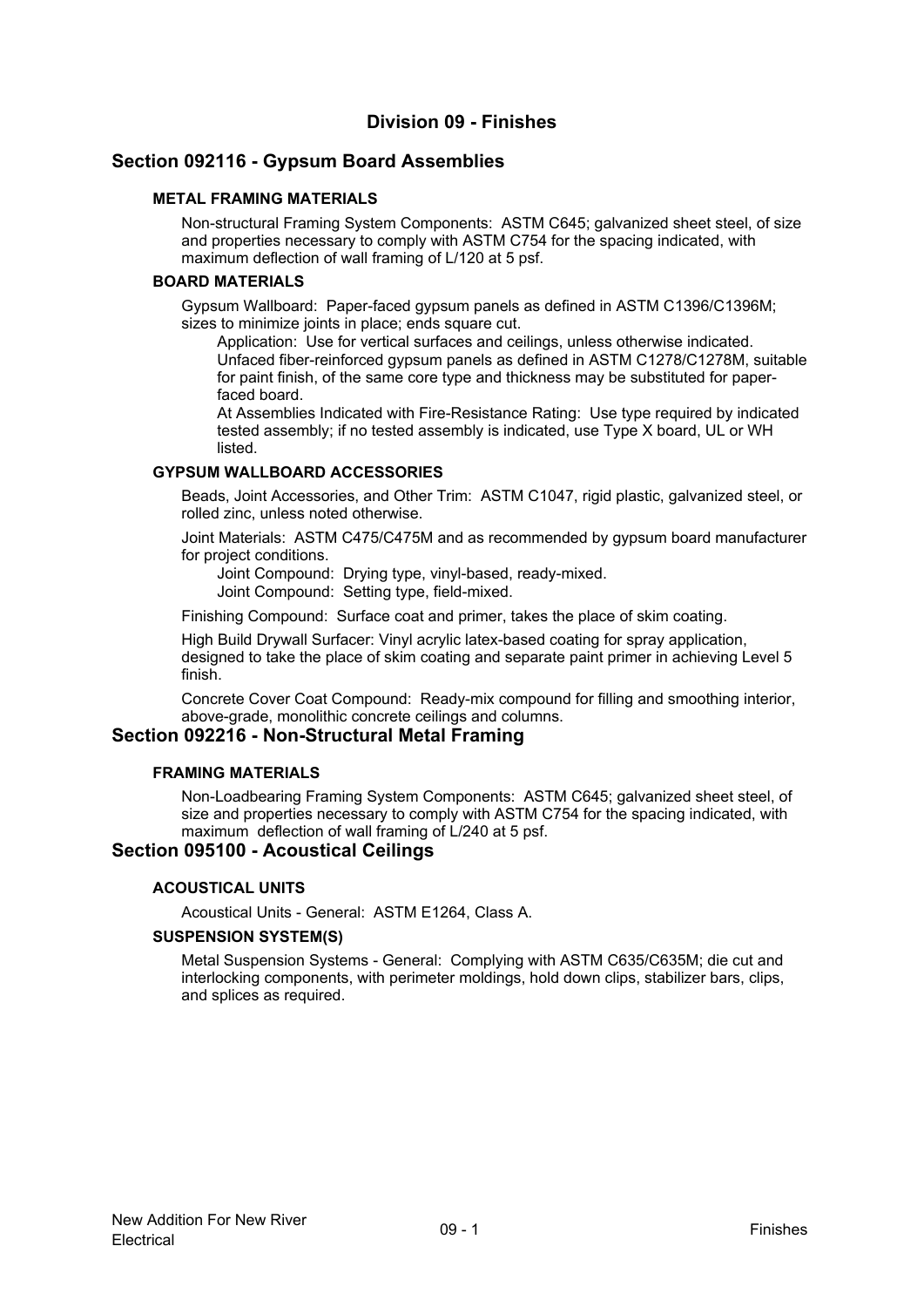# Division 09 - Finishes

## Section 092116 - Gypsum Board Assemblies

### METAL FRAMING MATERIALS

Non-structural Framing System Components: ASTM C645; galvanized sheet steel, of size and properties necessary to comply with ASTM C754 for the spacing indicated, with maximum deflection of wall framing of L/120 at 5 psf.

### BOARD MATERIALS

Gypsum Wallboard: Paper-faced gypsum panels as defined in ASTM C1396/C1396M; sizes to minimize joints in place; ends square cut.

- Application: Use for vertical surfaces and ceilings, unless otherwise indicated.
- Unfaced fiber-reinforced gypsum panels as defined in ASTM C1278/C1278M, suitable for paint finish, of the same core type and thickness may be substituted for paper-faced board.
- At Assemblies Indicated with Fire-Resistance Rating: Use type required by indicated tested assembly; if no tested assembly is indicated, use Type X board, UL or WH listed.

### GYPSUM WALLBOARD ACCESSORIES

Beads, Joint Accessories, and Other Trim: ASTM C1047, rigid plastic, galvanized steel, or rolled zinc, unless noted otherwise.

Joint Materials: ASTM C475/C475M and as recommended by gypsum board manufacturer for project conditions.

- Joint Compound: Drying type, vinyl-based, ready-mixed.
- Joint Compound: Setting type, field-mixed.

Finishing Compound: Surface coat and primer, takes the place of skim coating.

High Build Drywall Surfacer: Vinyl acrylic latex-based coating for spray application, designed to take the place of skim coating and separate paint primer in achieving Level 5 finish.

Concrete Cover Coat Compound: Ready-mix compound for filling and smoothing interior, above-grade, monolithic concrete ceilings and columns.

## Section 092216 - Non-Structural Metal Framing

### FRAMING MATERIALS

Non-Loadbearing Framing System Components: ASTM C645; galvanized sheet steel, of size and properties necessary to comply with ASTM C754 for the spacing indicated, with maximum deflection of wall framing of L/240 at 5 psf.

## Section 095100 - Acoustical Ceilings

### ACOUSTICAL UNITS

Acoustical Units - General: ASTM E1264, Class A.

### SUSPENSION SYSTEM(S)

Metal Suspension Systems - General: Complying with ASTM C635/C635M; die cut and interlocking components, with perimeter moldings, hold down clips, stabilizer bars, clips, and splices as required.